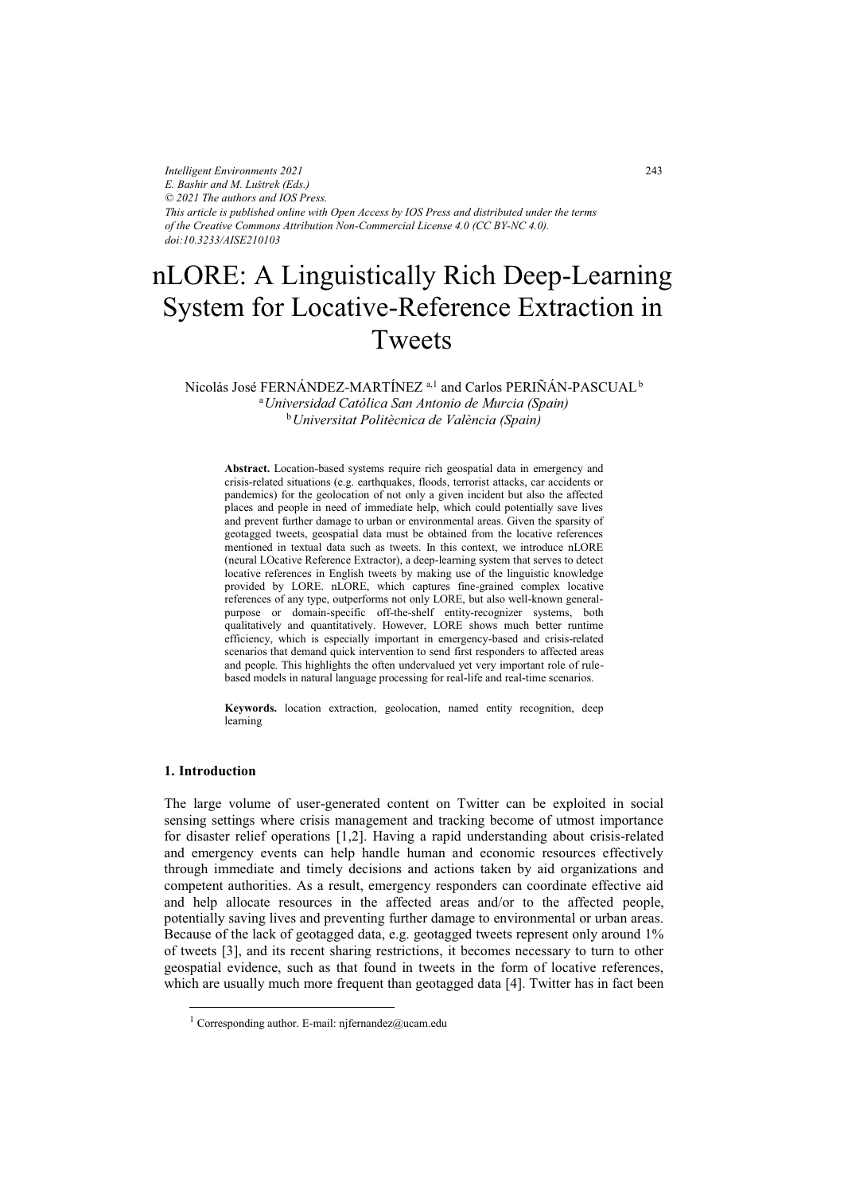*Intelligent Environments 2021*
*E. Bashir and M. Luštrek (Eds.)*
*© 2021 The authors and IOS Press.*
*This article is published online with Open Access by IOS Press and distributed under the terms of the Creative Commons Attribution Non-Commercial License 4.0 (CC BY-NC 4.0).*
*doi:10.3233/AISE210103*

# nLORE: A Linguistically Rich Deep-Learning System for Locative-Reference Extraction in Tweets

Nicolás José FERNÁNDEZ-MARTÍNEZ [a,1] and Carlos PERIÑÁN-PASCUAL [b]

[a] *Universidad Católica San Antonio de Murcia (Spain)*
[b] *Universitat Politècnica de València (Spain)*

**Abstract.** Location-based systems require rich geospatial data in emergency and crisis-related situations (e.g. earthquakes, floods, terrorist attacks, car accidents or pandemics) for the geolocation of not only a given incident but also the affected places and people in need of immediate help, which could potentially save lives and prevent further damage to urban or environmental areas. Given the sparsity of geotagged tweets, geospatial data must be obtained from the locative references mentioned in textual data such as tweets. In this context, we introduce nLORE (neural LOcative Reference Extractor), a deep-learning system that serves to detect locative references in English tweets by making use of the linguistic knowledge provided by LORE. nLORE, which captures fine-grained complex locative references of any type, outperforms not only LORE, but also well-known general-purpose or domain-specific off-the-shelf entity-recognizer systems, both qualitatively and quantitatively. However, LORE shows much better runtime efficiency, which is especially important in emergency-based and crisis-related scenarios that demand quick intervention to send first responders to affected areas and people. This highlights the often undervalued yet very important role of rule-based models in natural language processing for real-life and real-time scenarios.

**Keywords.** location extraction, geolocation, named entity recognition, deep learning

## 1. Introduction

The large volume of user-generated content on Twitter can be exploited in social sensing settings where crisis management and tracking become of utmost importance for disaster relief operations [1,2]. Having a rapid understanding about crisis-related and emergency events can help handle human and economic resources effectively through immediate and timely decisions and actions taken by aid organizations and competent authorities. As a result, emergency responders can coordinate effective aid and help allocate resources in the affected areas and/or to the affected people, potentially saving lives and preventing further damage to environmental or urban areas. Because of the lack of geotagged data, e.g. geotagged tweets represent only around 1% of tweets [3], and its recent sharing restrictions, it becomes necessary to turn to other geospatial evidence, such as that found in tweets in the form of locative references, which are usually much more frequent than geotagged data [4]. Twitter has in fact been

[1] Corresponding author. E-mail: njfernandez@ucam.edu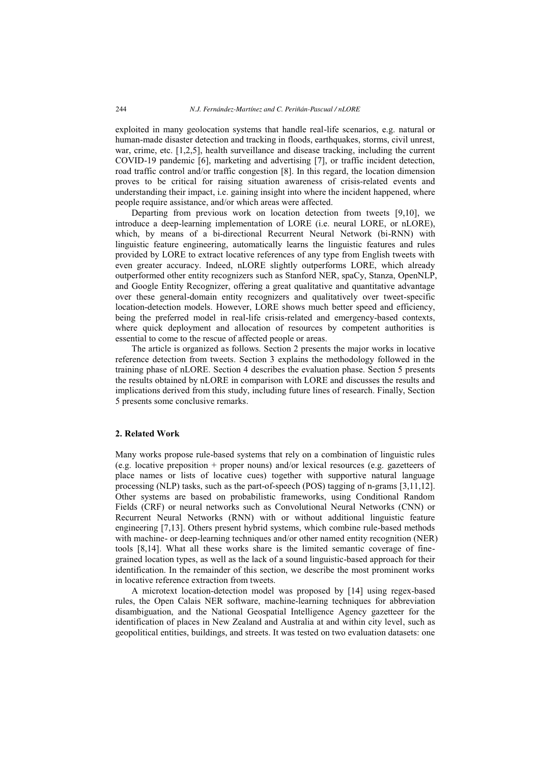exploited in many geolocation systems that handle real-life scenarios, e.g. natural or human-made disaster detection and tracking in floods, earthquakes, storms, civil unrest, war, crime, etc. [1,2,5], health surveillance and disease tracking, including the current COVID-19 pandemic [6], marketing and advertising [7], or traffic incident detection, road traffic control and/or traffic congestion [8]. In this regard, the location dimension proves to be critical for raising situation awareness of crisis-related events and understanding their impact, i.e. gaining insight into where the incident happened, where people require assistance, and/or which areas were affected.

Departing from previous work on location detection from tweets [9,10], we introduce a deep-learning implementation of LORE (i.e. neural LORE, or nLORE), which, by means of a bi-directional Recurrent Neural Network (bi-RNN) with linguistic feature engineering, automatically learns the linguistic features and rules provided by LORE to extract locative references of any type from English tweets with even greater accuracy. Indeed, nLORE slightly outperforms LORE, which already outperformed other entity recognizers such as Stanford NER, spaCy, Stanza, OpenNLP, and Google Entity Recognizer, offering a great qualitative and quantitative advantage over these general-domain entity recognizers and qualitatively over tweet-specific location-detection models. However, LORE shows much better speed and efficiency, being the preferred model in real-life crisis-related and emergency-based contexts, where quick deployment and allocation of resources by competent authorities is essential to come to the rescue of affected people or areas.

The article is organized as follows. Section 2 presents the major works in locative reference detection from tweets. Section 3 explains the methodology followed in the training phase of nLORE. Section 4 describes the evaluation phase. Section 5 presents the results obtained by nLORE in comparison with LORE and discusses the results and implications derived from this study, including future lines of research. Finally, Section 5 presents some conclusive remarks.

## 2. Related Work

Many works propose rule-based systems that rely on a combination of linguistic rules (e.g. locative preposition + proper nouns) and/or lexical resources (e.g. gazetteers of place names or lists of locative cues) together with supportive natural language processing (NLP) tasks, such as the part-of-speech (POS) tagging of n-grams [3,11,12]. Other systems are based on probabilistic frameworks, using Conditional Random Fields (CRF) or neural networks such as Convolutional Neural Networks (CNN) or Recurrent Neural Networks (RNN) with or without additional linguistic feature engineering [7,13]. Others present hybrid systems, which combine rule-based methods with machine- or deep-learning techniques and/or other named entity recognition (NER) tools [8,14]. What all these works share is the limited semantic coverage of fine-grained location types, as well as the lack of a sound linguistic-based approach for their identification. In the remainder of this section, we describe the most prominent works in locative reference extraction from tweets.

A microtext location-detection model was proposed by [14] using regex-based rules, the Open Calais NER software, machine-learning techniques for abbreviation disambiguation, and the National Geospatial Intelligence Agency gazetteer for the identification of places in New Zealand and Australia at and within city level, such as geopolitical entities, buildings, and streets. It was tested on two evaluation datasets: one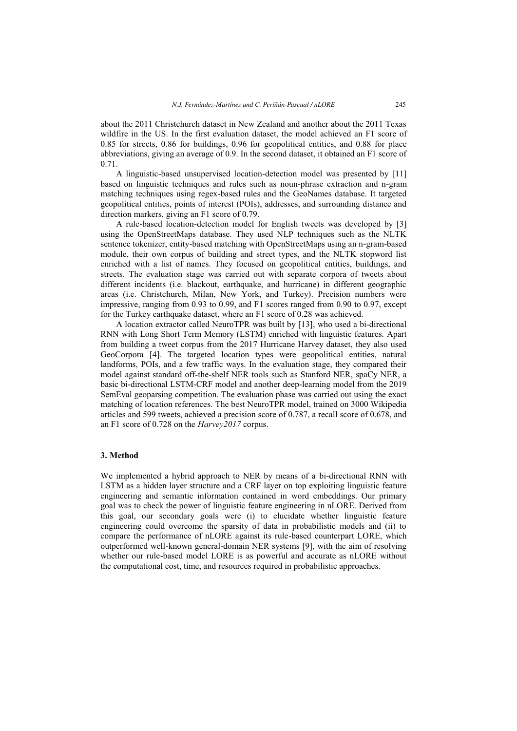about the 2011 Christchurch dataset in New Zealand and another about the 2011 Texas wildfire in the US. In the first evaluation dataset, the model achieved an F1 score of 0.85 for streets, 0.86 for buildings, 0.96 for geopolitical entities, and 0.88 for place abbreviations, giving an average of 0.9. In the second dataset, it obtained an F1 score of 0.71.

A linguistic-based unsupervised location-detection model was presented by [11] based on linguistic techniques and rules such as noun-phrase extraction and n-gram matching techniques using regex-based rules and the GeoNames database. It targeted geopolitical entities, points of interest (POIs), addresses, and surrounding distance and direction markers, giving an F1 score of 0.79.

A rule-based location-detection model for English tweets was developed by [3] using the OpenStreetMaps database. They used NLP techniques such as the NLTK sentence tokenizer, entity-based matching with OpenStreetMaps using an n-gram-based module, their own corpus of building and street types, and the NLTK stopword list enriched with a list of names. They focused on geopolitical entities, buildings, and streets. The evaluation stage was carried out with separate corpora of tweets about different incidents (i.e. blackout, earthquake, and hurricane) in different geographic areas (i.e. Christchurch, Milan, New York, and Turkey). Precision numbers were impressive, ranging from 0.93 to 0.99, and F1 scores ranged from 0.90 to 0.97, except for the Turkey earthquake dataset, where an F1 score of 0.28 was achieved.

A location extractor called NeuroTPR was built by [13], who used a bi-directional RNN with Long Short Term Memory (LSTM) enriched with linguistic features. Apart from building a tweet corpus from the 2017 Hurricane Harvey dataset, they also used GeoCorpora [4]. The targeted location types were geopolitical entities, natural landforms, POIs, and a few traffic ways. In the evaluation stage, they compared their model against standard off-the-shelf NER tools such as Stanford NER, spaCy NER, a basic bi-directional LSTM-CRF model and another deep-learning model from the 2019 SemEval geoparsing competition. The evaluation phase was carried out using the exact matching of location references. The best NeuroTPR model, trained on 3000 Wikipedia articles and 599 tweets, achieved a precision score of 0.787, a recall score of 0.678, and an F1 score of 0.728 on the *Harvey2017* corpus.

## 3. Method

We implemented a hybrid approach to NER by means of a bi-directional RNN with LSTM as a hidden layer structure and a CRF layer on top exploiting linguistic feature engineering and semantic information contained in word embeddings. Our primary goal was to check the power of linguistic feature engineering in nLORE. Derived from this goal, our secondary goals were (i) to elucidate whether linguistic feature engineering could overcome the sparsity of data in probabilistic models and (ii) to compare the performance of nLORE against its rule-based counterpart LORE, which outperformed well-known general-domain NER systems [9], with the aim of resolving whether our rule-based model LORE is as powerful and accurate as nLORE without the computational cost, time, and resources required in probabilistic approaches.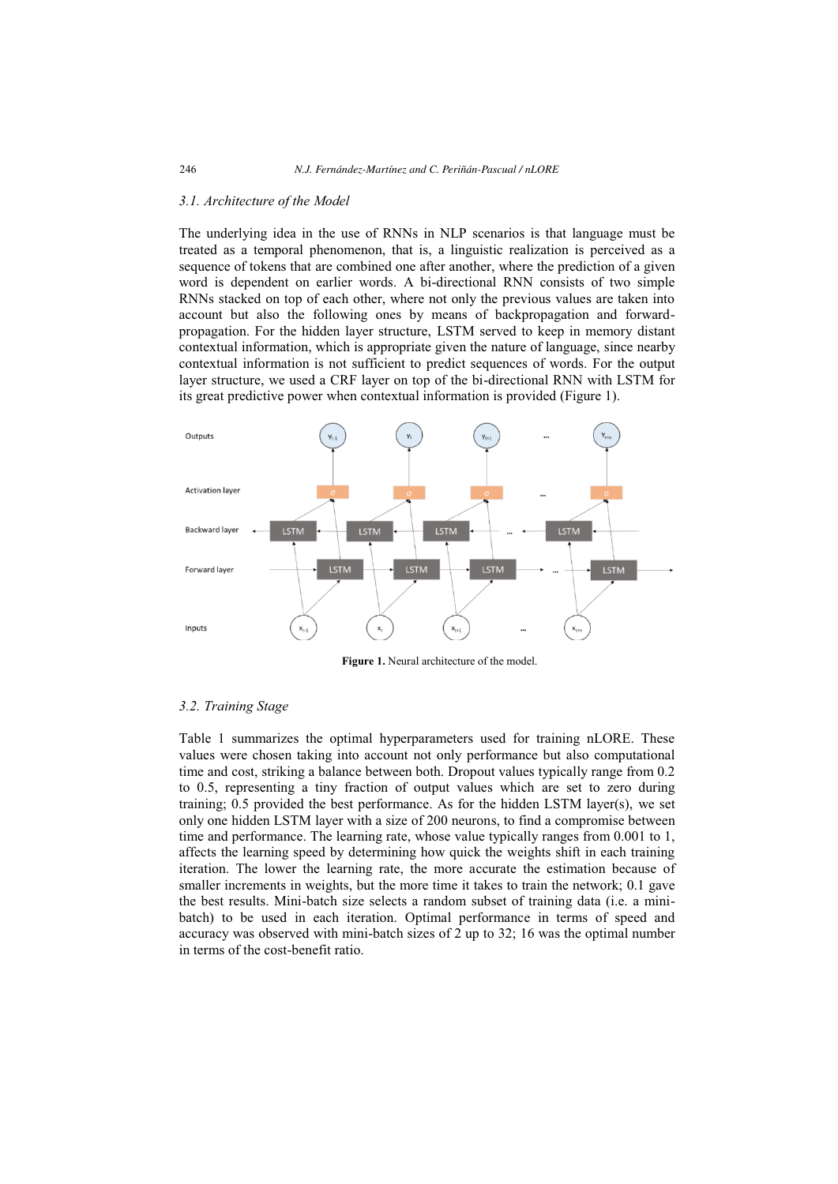### 3.1. Architecture of the Model

The underlying idea in the use of RNNs in NLP scenarios is that language must be treated as a temporal phenomenon, that is, a linguistic realization is perceived as a sequence of tokens that are combined one after another, where the prediction of a given word is dependent on earlier words. A bi-directional RNN consists of two simple RNNs stacked on top of each other, where not only the previous values are taken into account but also the following ones by means of backpropagation and forward-propagation. For the hidden layer structure, LSTM served to keep in memory distant contextual information, which is appropriate given the nature of language, since nearby contextual information is not sufficient to predict sequences of words. For the output layer structure, we used a CRF layer on top of the bi-directional RNN with LSTM for its great predictive power when contextual information is provided (Figure 1).

**Figure 1.** Neural architecture of the model.

### 3.2. Training Stage

Table 1 summarizes the optimal hyperparameters used for training nLORE. These values were chosen taking into account not only performance but also computational time and cost, striking a balance between both. Dropout values typically range from 0.2 to 0.5, representing a tiny fraction of output values which are set to zero during training; 0.5 provided the best performance. As for the hidden LSTM layer(s), we set only one hidden LSTM layer with a size of 200 neurons, to find a compromise between time and performance. The learning rate, whose value typically ranges from 0.001 to 1, affects the learning speed by determining how quick the weights shift in each training iteration. The lower the learning rate, the more accurate the estimation because of smaller increments in weights, but the more time it takes to train the network; 0.1 gave the best results. Mini-batch size selects a random subset of training data (i.e. a mini-batch) to be used in each iteration. Optimal performance in terms of speed and accuracy was observed with mini-batch sizes of 2 up to 32; 16 was the optimal number in terms of the cost-benefit ratio.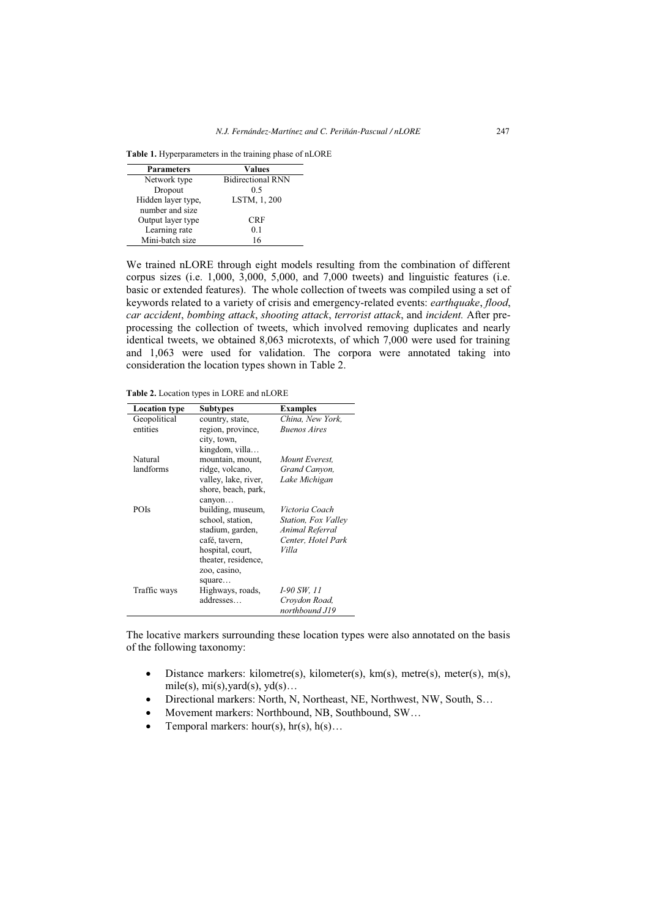**Table 1.** Hyperparameters in the training phase of nLORE

| Parameters | Values |
|---|---|
| Network type | Bidirectional RNN |
| Dropout | 0.5 |
| Hidden layer type, number and size | LSTM, 1, 200 |
| Output layer type | CRF |
| Learning rate | 0.1 |
| Mini-batch size | 16 |

We trained nLORE through eight models resulting from the combination of different corpus sizes (i.e. 1,000, 3,000, 5,000, and 7,000 tweets) and linguistic features (i.e. basic or extended features). The whole collection of tweets was compiled using a set of keywords related to a variety of crisis and emergency-related events: *earthquake*, *flood*, *car accident*, *bombing attack*, *shooting attack*, *terrorist attack*, and *incident.* After pre-processing the collection of tweets, which involved removing duplicates and nearly identical tweets, we obtained 8,063 microtexts, of which 7,000 were used for training and 1,063 were used for validation. The corpora were annotated taking into consideration the location types shown in Table 2.

**Table 2.** Location types in LORE and nLORE

| Location type | Subtypes | Examples |
|---|---|---|
| Geopolitical entities | country, state, region, province, city, town, kingdom, villa… | *China, New York, Buenos Aires* |
| Natural landforms | mountain, mount, ridge, volcano, valley, lake, river, shore, beach, park, canyon… | *Mount Everest, Grand Canyon, Lake Michigan* |
| POIs | building, museum, school, station, stadium, garden, café, tavern, hospital, court, theater, residence, zoo, casino, square… | *Victoria Coach Station, Fox Valley Animal Referral Center, Hotel Park Villa* |
| Traffic ways | Highways, roads, addresses… | *I-90 SW, 11 Croydon Road, northbound J19* |

The locative markers surrounding these location types were also annotated on the basis of the following taxonomy:

- Distance markers: kilometre(s), kilometer(s), km(s), metre(s), meter(s), m(s), mile(s), mi(s),yard(s), yd(s)…
- Directional markers: North, N, Northeast, NE, Northwest, NW, South, S…
- Movement markers: Northbound, NB, Southbound, SW…
- Temporal markers: hour(s), hr(s), h(s)…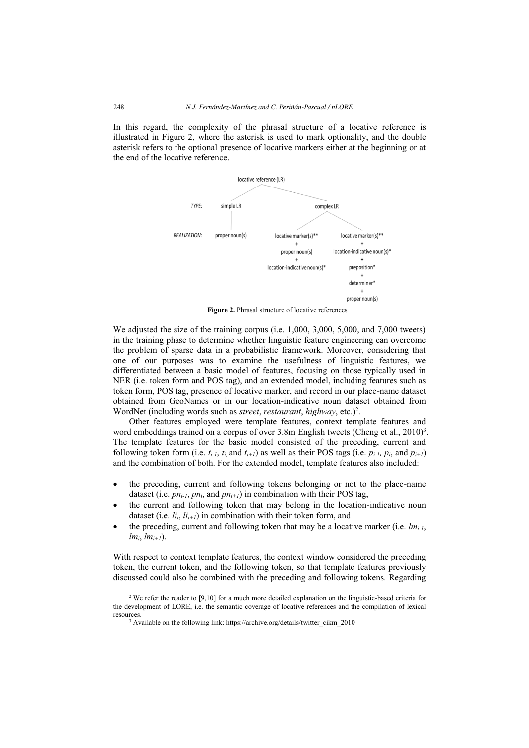In this regard, the complexity of the phrasal structure of a locative reference is illustrated in Figure 2, where the asterisk is used to mark optionality, and the double asterisk refers to the optional presence of locative markers either at the beginning or at the end of the locative reference.

```
locative reference (LR)
TYPE:          simple LR          complex LR
REALIZATION:   proper noun(s)     locative marker(s)**            locative marker(s)**
                                  +                               +
                                  proper noun(s)                  location-indicative noun(s)*
                                  +                               +
                                  location-indicative noun(s)*    preposition*
                                                                  +
                                                                  determiner*
                                                                  +
                                                                  proper noun(s)
```

**Figure 2.** Phrasal structure of locative references

We adjusted the size of the training corpus (i.e. 1,000, 3,000, 5,000, and 7,000 tweets) in the training phase to determine whether linguistic feature engineering can overcome the problem of sparse data in a probabilistic framework. Moreover, considering that one of our purposes was to examine the usefulness of linguistic features, we differentiated between a basic model of features, focusing on those typically used in NER (i.e. token form and POS tag), and an extended model, including features such as token form, POS tag, presence of locative marker, and record in our place-name dataset obtained from GeoNames or in our location-indicative noun dataset obtained from WordNet (including words such as *street*, *restaurant*, *highway*, etc.)[2].

Other features employed were template features, context template features and word embeddings trained on a corpus of over 3.8m English tweets (Cheng et al., 2010)[3]. The template features for the basic model consisted of the preceding, current and following token form (i.e. $t_{i-1}$, $t_i$ and $t_{i+1}$) as well as their POS tags (i.e. $p_{i-1}$, $p_i$, and $p_{i+1}$) and the combination of both. For the extended model, template features also included:

- the preceding, current and following tokens belonging or not to the place-name dataset (i.e. $pn_{i-1}$, $pn_i$, and $pn_{i+1}$) in combination with their POS tag,
- the current and following token that may belong in the location-indicative noun dataset (i.e. $li_i$, $li_{i+1}$) in combination with their token form, and
- the preceding, current and following token that may be a locative marker (i.e. $lm_{i-1}$, $lm_i$, $lm_{i+1}$).

With respect to context template features, the context window considered the preceding token, the current token, and the following token, so that template features previously discussed could also be combined with the preceding and following tokens. Regarding

[2] We refer the reader to [9,10] for a much more detailed explanation on the linguistic-based criteria for the development of LORE, i.e. the semantic coverage of locative references and the compilation of lexical resources.

[3] Available on the following link: https://archive.org/details/twitter_cikm_2010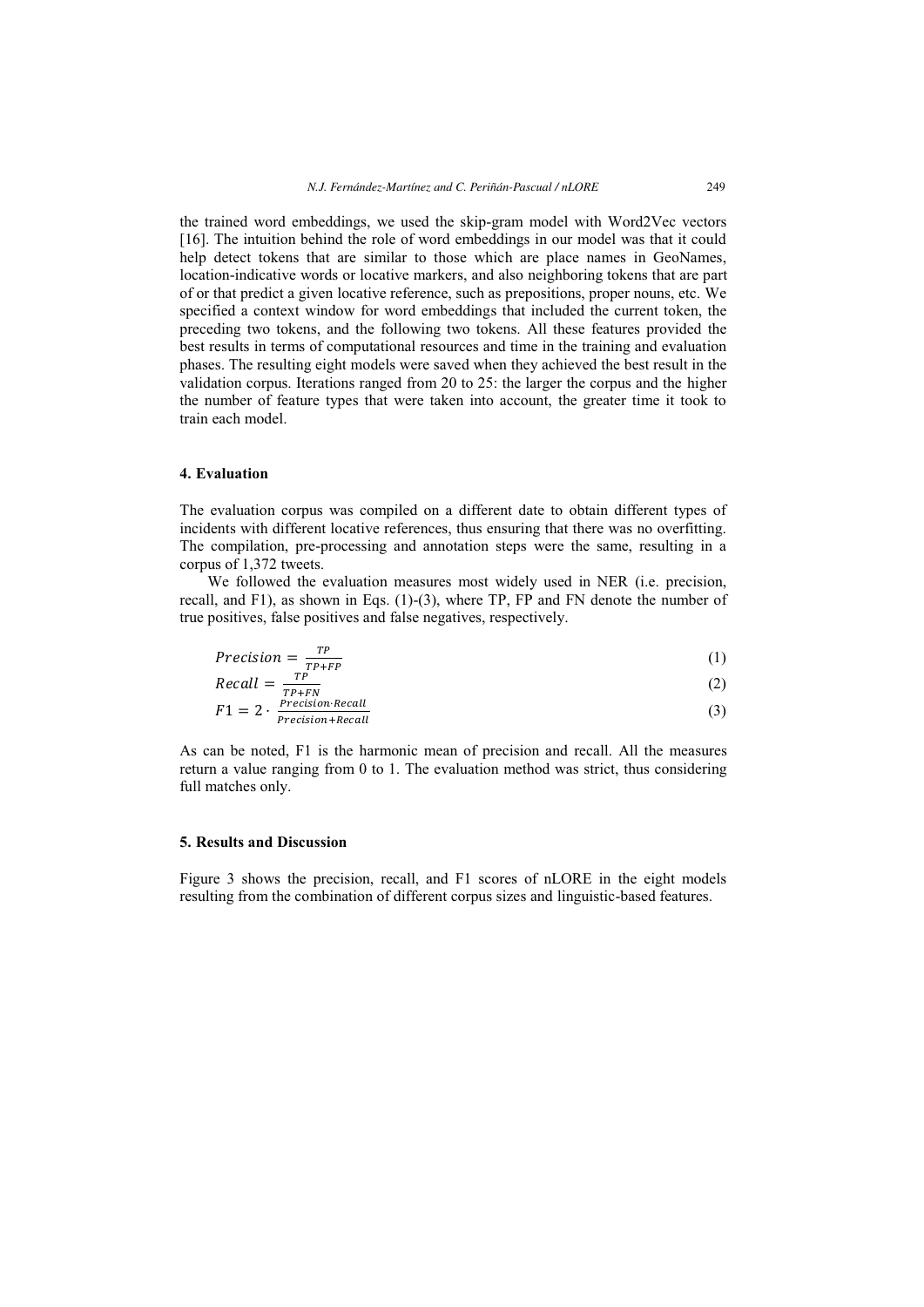the trained word embeddings, we used the skip-gram model with Word2Vec vectors [16]. The intuition behind the role of word embeddings in our model was that it could help detect tokens that are similar to those which are place names in GeoNames, location-indicative words or locative markers, and also neighboring tokens that are part of or that predict a given locative reference, such as prepositions, proper nouns, etc. We specified a context window for word embeddings that included the current token, the preceding two tokens, and the following two tokens. All these features provided the best results in terms of computational resources and time in the training and evaluation phases. The resulting eight models were saved when they achieved the best result in the validation corpus. Iterations ranged from 20 to 25: the larger the corpus and the higher the number of feature types that were taken into account, the greater time it took to train each model.

## 4. Evaluation

The evaluation corpus was compiled on a different date to obtain different types of incidents with different locative references, thus ensuring that there was no overfitting. The compilation, pre-processing and annotation steps were the same, resulting in a corpus of 1,372 tweets.

We followed the evaluation measures most widely used in NER (i.e. precision, recall, and F1), as shown in Eqs. (1)-(3), where TP, FP and FN denote the number of true positives, false positives and false negatives, respectively.

$$Precision = \frac{TP}{TP+FP} \tag{1}$$

$$Recall = \frac{TP}{TP+FN} \tag{2}$$

$$F1 = 2 \cdot \frac{Precision \cdot Recall}{Precision + Recall} \tag{3}$$

As can be noted, F1 is the harmonic mean of precision and recall. All the measures return a value ranging from 0 to 1. The evaluation method was strict, thus considering full matches only.

## 5. Results and Discussion

Figure 3 shows the precision, recall, and F1 scores of nLORE in the eight models resulting from the combination of different corpus sizes and linguistic-based features.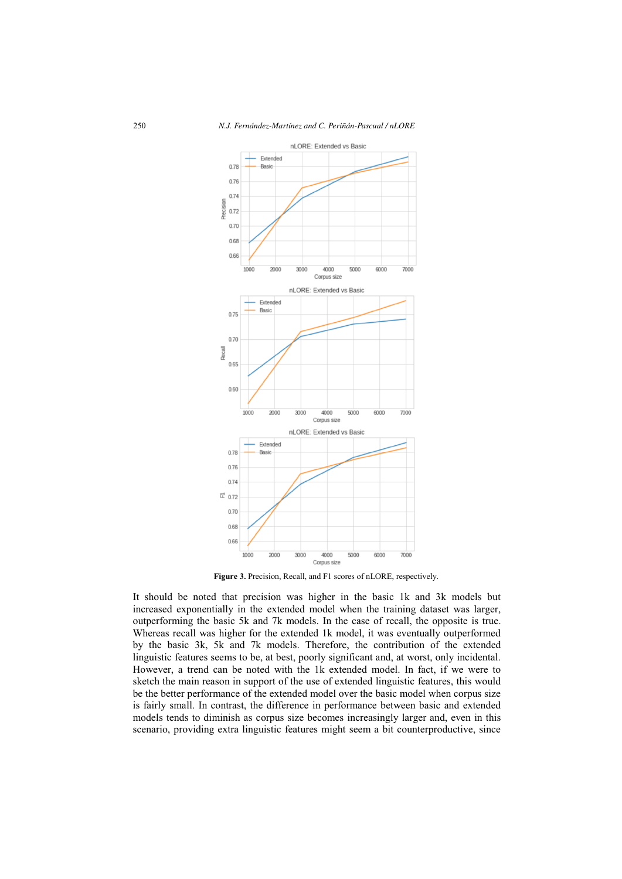**Figure 3.** Precision, Recall, and F1 scores of nLORE, respectively.

It should be noted that precision was higher in the basic 1k and 3k models but increased exponentially in the extended model when the training dataset was larger, outperforming the basic 5k and 7k models. In the case of recall, the opposite is true. Whereas recall was higher for the extended 1k model, it was eventually outperformed by the basic 3k, 5k and 7k models. Therefore, the contribution of the extended linguistic features seems to be, at best, poorly significant and, at worst, only incidental. However, a trend can be noted with the 1k extended model. In fact, if we were to sketch the main reason in support of the use of extended linguistic features, this would be the better performance of the extended model over the basic model when corpus size is fairly small. In contrast, the difference in performance between basic and extended models tends to diminish as corpus size becomes increasingly larger and, even in this scenario, providing extra linguistic features might seem a bit counterproductive, since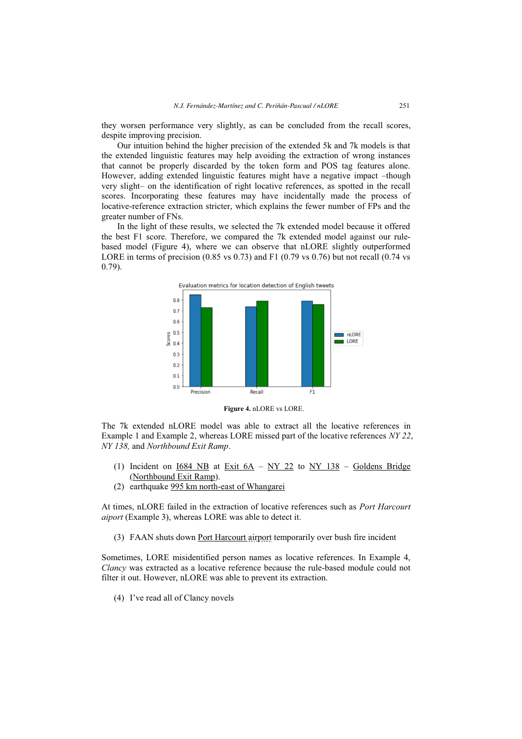they worsen performance very slightly, as can be concluded from the recall scores, despite improving precision.

Our intuition behind the higher precision of the extended 5k and 7k models is that the extended linguistic features may help avoiding the extraction of wrong instances that cannot be properly discarded by the token form and POS tag features alone. However, adding extended linguistic features might have a negative impact –though very slight– on the identification of right locative references, as spotted in the recall scores. Incorporating these features may have incidentally made the process of locative-reference extraction stricter, which explains the fewer number of FPs and the greater number of FNs.

In the light of these results, we selected the 7k extended model because it offered the best F1 score. Therefore, we compared the 7k extended model against our rule-based model (Figure 4), where we can observe that nLORE slightly outperformed LORE in terms of precision (0.85 vs 0.73) and F1 (0.79 vs 0.76) but not recall (0.74 vs 0.79).

**Figure 4.** nLORE vs LORE.

The 7k extended nLORE model was able to extract all the locative references in Example 1 and Example 2, whereas LORE missed part of the locative references *NY 22*, *NY 138,* and *Northbound Exit Ramp*.

(1) Incident on I684 NB at Exit 6A – NY 22 to NY 138 – Goldens Bridge (Northbound Exit Ramp).
(2) earthquake 995 km north-east of Whangarei

At times, nLORE failed in the extraction of locative references such as *Port Harcourt aiport* (Example 3), whereas LORE was able to detect it.

(3) FAAN shuts down Port Harcourt airport temporarily over bush fire incident

Sometimes, LORE misidentified person names as locative references. In Example 4, *Clancy* was extracted as a locative reference because the rule-based module could not filter it out. However, nLORE was able to prevent its extraction.

(4) I've read all of Clancy novels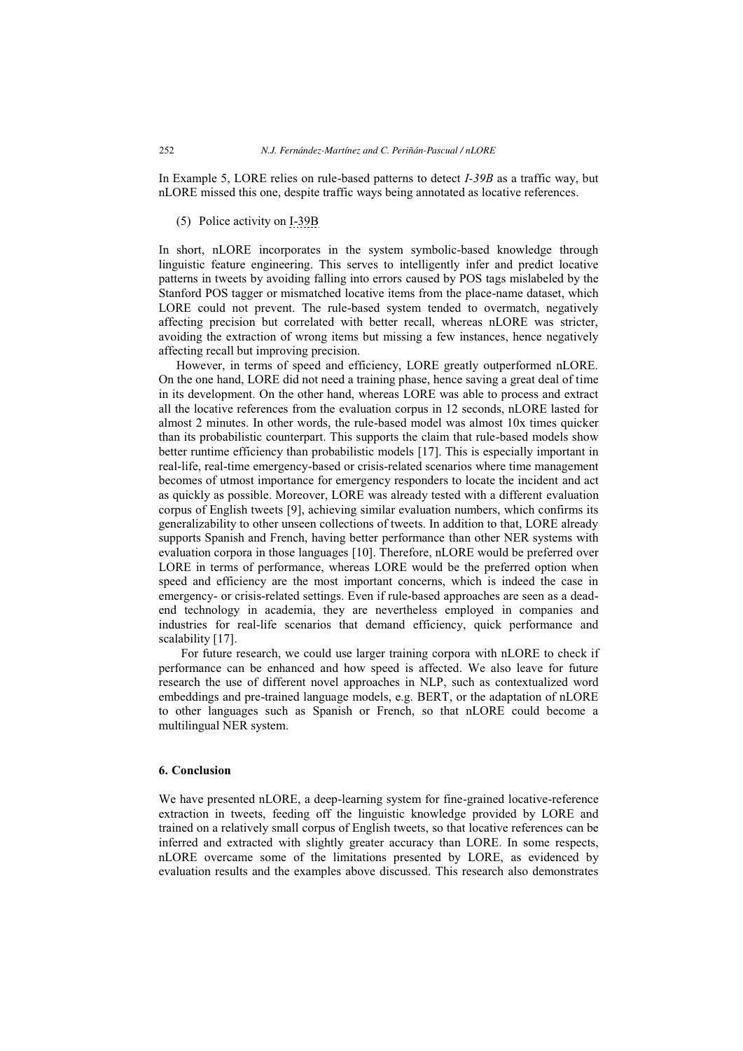In Example 5, LORE relies on rule-based patterns to detect *I-39B* as a traffic way, but nLORE missed this one, despite traffic ways being annotated as locative references.

(5) Police activity on I-39B

In short, nLORE incorporates in the system symbolic-based knowledge through linguistic feature engineering. This serves to intelligently infer and predict locative patterns in tweets by avoiding falling into errors caused by POS tags mislabeled by the Stanford POS tagger or mismatched locative items from the place-name dataset, which LORE could not prevent. The rule-based system tended to overmatch, negatively affecting precision but correlated with better recall, whereas nLORE was stricter, avoiding the extraction of wrong items but missing a few instances, hence negatively affecting recall but improving precision.

However, in terms of speed and efficiency, LORE greatly outperformed nLORE. On the one hand, LORE did not need a training phase, hence saving a great deal of time in its development. On the other hand, whereas LORE was able to process and extract all the locative references from the evaluation corpus in 12 seconds, nLORE lasted for almost 2 minutes. In other words, the rule-based model was almost 10x times quicker than its probabilistic counterpart. This supports the claim that rule-based models show better runtime efficiency than probabilistic models [17]. This is especially important in real-life, real-time emergency-based or crisis-related scenarios where time management becomes of utmost importance for emergency responders to locate the incident and act as quickly as possible. Moreover, LORE was already tested with a different evaluation corpus of English tweets [9], achieving similar evaluation numbers, which confirms its generalizability to other unseen collections of tweets. In addition to that, LORE already supports Spanish and French, having better performance than other NER systems with evaluation corpora in those languages [10]. Therefore, nLORE would be preferred over LORE in terms of performance, whereas LORE would be the preferred option when speed and efficiency are the most important concerns, which is indeed the case in emergency- or crisis-related settings. Even if rule-based approaches are seen as a dead-end technology in academia, they are nevertheless employed in companies and industries for real-life scenarios that demand efficiency, quick performance and scalability [17].

For future research, we could use larger training corpora with nLORE to check if performance can be enhanced and how speed is affected. We also leave for future research the use of different novel approaches in NLP, such as contextualized word embeddings and pre-trained language models, e.g. BERT, or the adaptation of nLORE to other languages such as Spanish or French, so that nLORE could become a multilingual NER system.

## 6. Conclusion

We have presented nLORE, a deep-learning system for fine-grained locative-reference extraction in tweets, feeding off the linguistic knowledge provided by LORE and trained on a relatively small corpus of English tweets, so that locative references can be inferred and extracted with slightly greater accuracy than LORE. In some respects, nLORE overcame some of the limitations presented by LORE, as evidenced by evaluation results and the examples above discussed. This research also demonstrates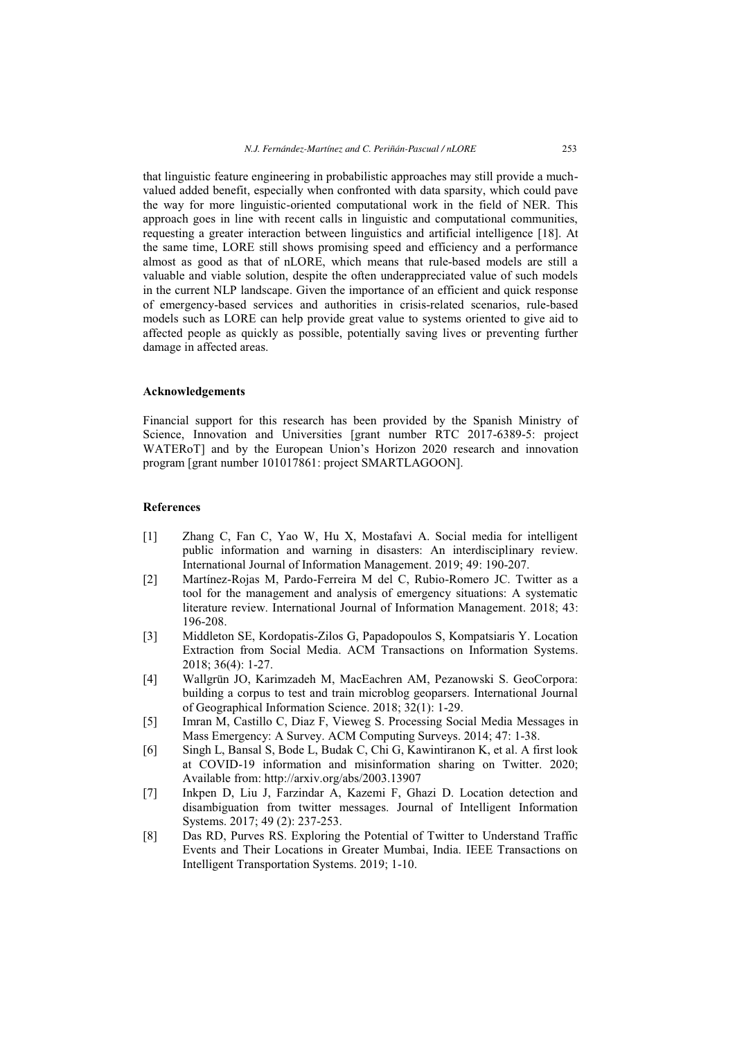that linguistic feature engineering in probabilistic approaches may still provide a much-valued added benefit, especially when confronted with data sparsity, which could pave the way for more linguistic-oriented computational work in the field of NER. This approach goes in line with recent calls in linguistic and computational communities, requesting a greater interaction between linguistics and artificial intelligence [18]. At the same time, LORE still shows promising speed and efficiency and a performance almost as good as that of nLORE, which means that rule-based models are still a valuable and viable solution, despite the often underappreciated value of such models in the current NLP landscape. Given the importance of an efficient and quick response of emergency-based services and authorities in crisis-related scenarios, rule-based models such as LORE can help provide great value to systems oriented to give aid to affected people as quickly as possible, potentially saving lives or preventing further damage in affected areas.

## Acknowledgements

Financial support for this research has been provided by the Spanish Ministry of Science, Innovation and Universities [grant number RTC 2017-6389-5: project WATERoT] and by the European Union's Horizon 2020 research and innovation program [grant number 101017861: project SMARTLAGOON].

## References

[1] Zhang C, Fan C, Yao W, Hu X, Mostafavi A. Social media for intelligent public information and warning in disasters: An interdisciplinary review. International Journal of Information Management. 2019; 49: 190-207.

[2] Martínez-Rojas M, Pardo-Ferreira M del C, Rubio-Romero JC. Twitter as a tool for the management and analysis of emergency situations: A systematic literature review. International Journal of Information Management. 2018; 43: 196-208.

[3] Middleton SE, Kordopatis-Zilos G, Papadopoulos S, Kompatsiaris Y. Location Extraction from Social Media. ACM Transactions on Information Systems. 2018; 36(4): 1-27.

[4] Wallgrün JO, Karimzadeh M, MacEachren AM, Pezanowski S. GeoCorpora: building a corpus to test and train microblog geoparsers. International Journal of Geographical Information Science. 2018; 32(1): 1-29.

[5] Imran M, Castillo C, Diaz F, Vieweg S. Processing Social Media Messages in Mass Emergency: A Survey. ACM Computing Surveys. 2014; 47: 1-38.

[6] Singh L, Bansal S, Bode L, Budak C, Chi G, Kawintiranon K, et al. A first look at COVID-19 information and misinformation sharing on Twitter. 2020; Available from: http://arxiv.org/abs/2003.13907

[7] Inkpen D, Liu J, Farzindar A, Kazemi F, Ghazi D. Location detection and disambiguation from twitter messages. Journal of Intelligent Information Systems. 2017; 49 (2): 237-253.

[8] Das RD, Purves RS. Exploring the Potential of Twitter to Understand Traffic Events and Their Locations in Greater Mumbai, India. IEEE Transactions on Intelligent Transportation Systems. 2019; 1-10.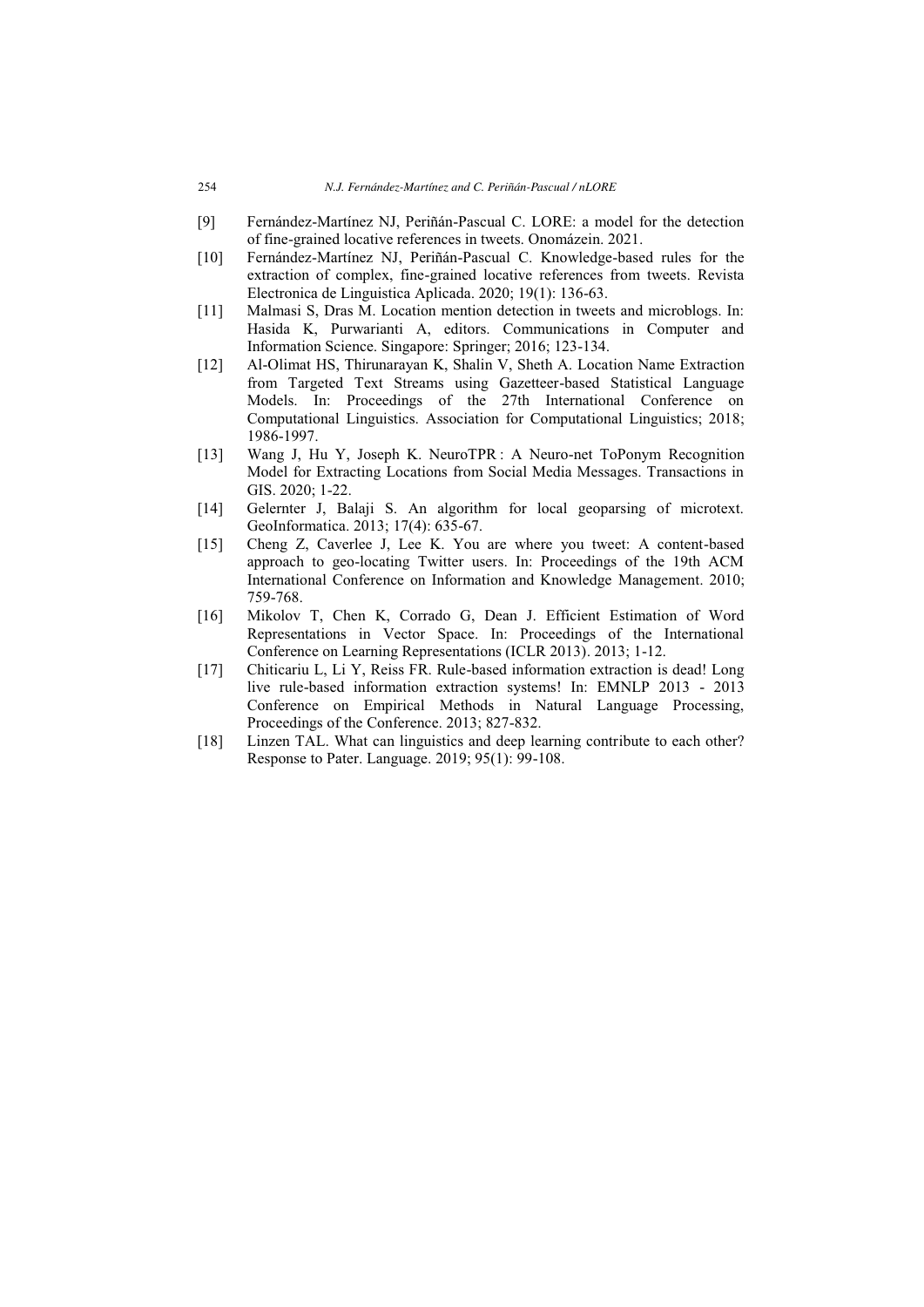[9] Fernández-Martínez NJ, Periñán-Pascual C. LORE: a model for the detection of fine-grained locative references in tweets. Onomázein. 2021.

[10] Fernández-Martínez NJ, Periñán-Pascual C. Knowledge-based rules for the extraction of complex, fine-grained locative references from tweets. Revista Electronica de Linguistica Aplicada. 2020; 19(1): 136-63.

[11] Malmasi S, Dras M. Location mention detection in tweets and microblogs. In: Hasida K, Purwarianti A, editors. Communications in Computer and Information Science. Singapore: Springer; 2016; 123-134.

[12] Al-Olimat HS, Thirunarayan K, Shalin V, Sheth A. Location Name Extraction from Targeted Text Streams using Gazetteer-based Statistical Language Models. In: Proceedings of the 27th International Conference on Computational Linguistics. Association for Computational Linguistics; 2018; 1986-1997.

[13] Wang J, Hu Y, Joseph K. NeuroTPR : A Neuro-net ToPonym Recognition Model for Extracting Locations from Social Media Messages. Transactions in GIS. 2020; 1-22.

[14] Gelernter J, Balaji S. An algorithm for local geoparsing of microtext. GeoInformatica. 2013; 17(4): 635-67.

[15] Cheng Z, Caverlee J, Lee K. You are where you tweet: A content-based approach to geo-locating Twitter users. In: Proceedings of the 19th ACM International Conference on Information and Knowledge Management. 2010; 759-768.

[16] Mikolov T, Chen K, Corrado G, Dean J. Efficient Estimation of Word Representations in Vector Space. In: Proceedings of the International Conference on Learning Representations (ICLR 2013). 2013; 1-12.

[17] Chiticariu L, Li Y, Reiss FR. Rule-based information extraction is dead! Long live rule-based information extraction systems! In: EMNLP 2013 - 2013 Conference on Empirical Methods in Natural Language Processing, Proceedings of the Conference. 2013; 827-832.

[18] Linzen TAL. What can linguistics and deep learning contribute to each other? Response to Pater. Language. 2019; 95(1): 99-108.